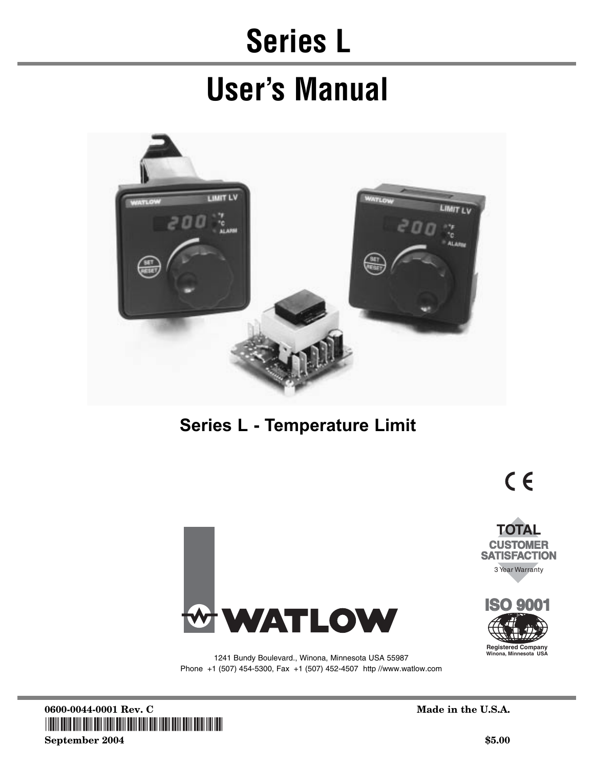# Series L

# User's Manual

## Series L - Temperature Limit

TOTAL CUSTOMER SATISFACTION

3 Year Warranty

ISO 9001

Registered Company
Winona, Minnesota USA

WATLOW

1241 Bundy Boulevard., Winona, Minnesota USA 55987
Phone +1 (507) 454-5300, Fax +1 (507) 452-4507 http //www.watlow.com

**0600-0044-0001 Rev. C** **Made in the U.S.A.**

**September 2004** **$5.00**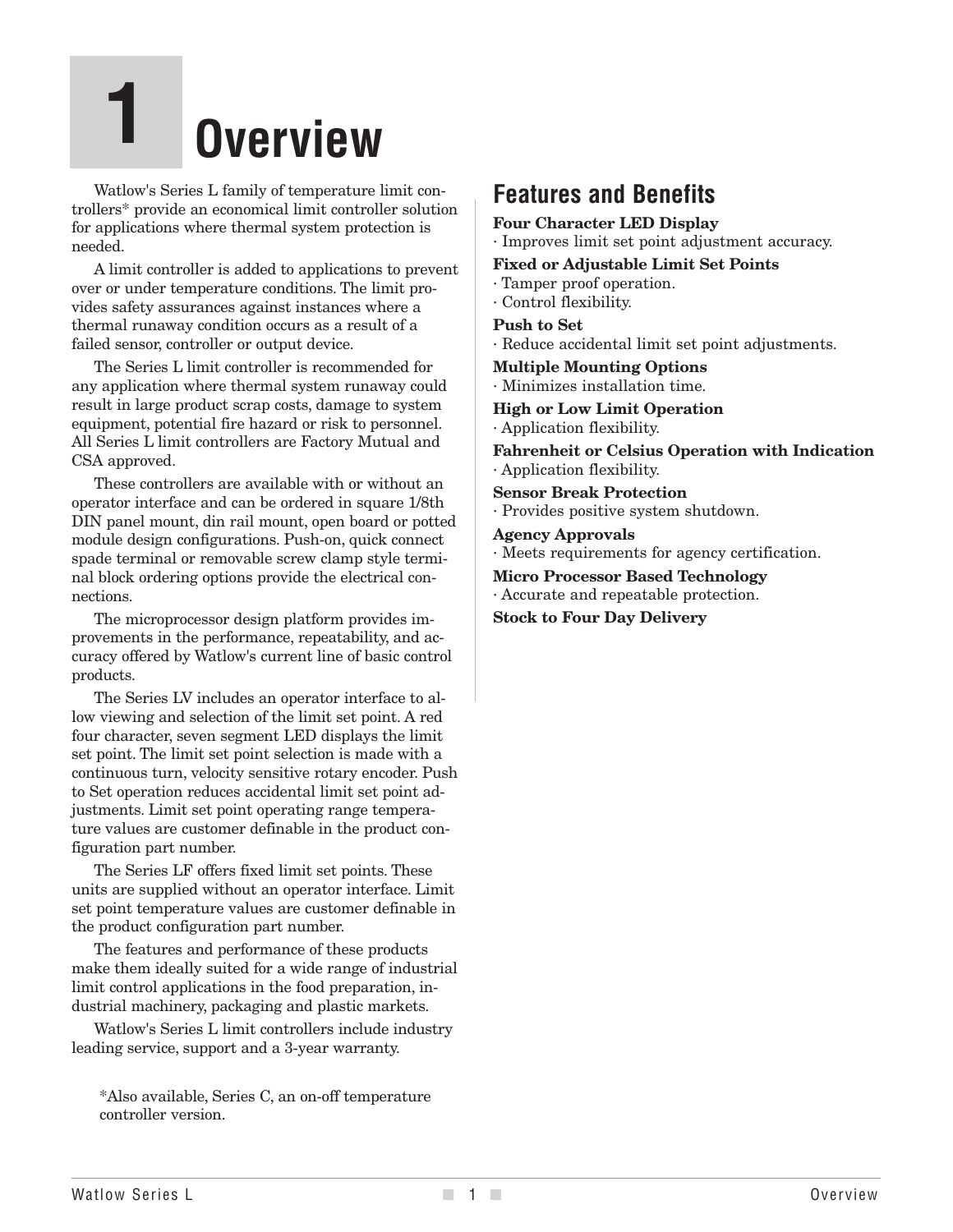# 1 Overview

Watlow's Series L family of temperature limit controllers* provide an economical limit controller solution for applications where thermal system protection is needed.

A limit controller is added to applications to prevent over or under temperature conditions. The limit provides safety assurances against instances where a thermal runaway condition occurs as a result of a failed sensor, controller or output device.

The Series L limit controller is recommended for any application where thermal system runaway could result in large product scrap costs, damage to system equipment, potential fire hazard or risk to personnel. All Series L limit controllers are Factory Mutual and CSA approved.

These controllers are available with or without an operator interface and can be ordered in square 1/8th DIN panel mount, din rail mount, open board or potted module design configurations. Push-on, quick connect spade terminal or removable screw clamp style terminal block ordering options provide the electrical connections.

The microprocessor design platform provides improvements in the performance, repeatability, and accuracy offered by Watlow's current line of basic control products.

The Series LV includes an operator interface to allow viewing and selection of the limit set point. A red four character, seven segment LED displays the limit set point. The limit set point selection is made with a continuous turn, velocity sensitive rotary encoder. Push to Set operation reduces accidental limit set point adjustments. Limit set point operating range temperature values are customer definable in the product configuration part number.

The Series LF offers fixed limit set points. These units are supplied without an operator interface. Limit set point temperature values are customer definable in the product configuration part number.

The features and performance of these products make them ideally suited for a wide range of industrial limit control applications in the food preparation, industrial machinery, packaging and plastic markets.

Watlow's Series L limit controllers include industry leading service, support and a 3-year warranty.

*Also available, Series C, an on-off temperature controller version.

## Features and Benefits

**Four Character LED Display**
· Improves limit set point adjustment accuracy.

**Fixed or Adjustable Limit Set Points**
· Tamper proof operation.
· Control flexibility.

**Push to Set**
· Reduce accidental limit set point adjustments.

**Multiple Mounting Options**
· Minimizes installation time.

**High or Low Limit Operation**
· Application flexibility.

**Fahrenheit or Celsius Operation with Indication**
· Application flexibility.

**Sensor Break Protection**
· Provides positive system shutdown.

**Agency Approvals**
· Meets requirements for agency certification.

**Micro Processor Based Technology**
· Accurate and repeatable protection.

**Stock to Four Day Delivery**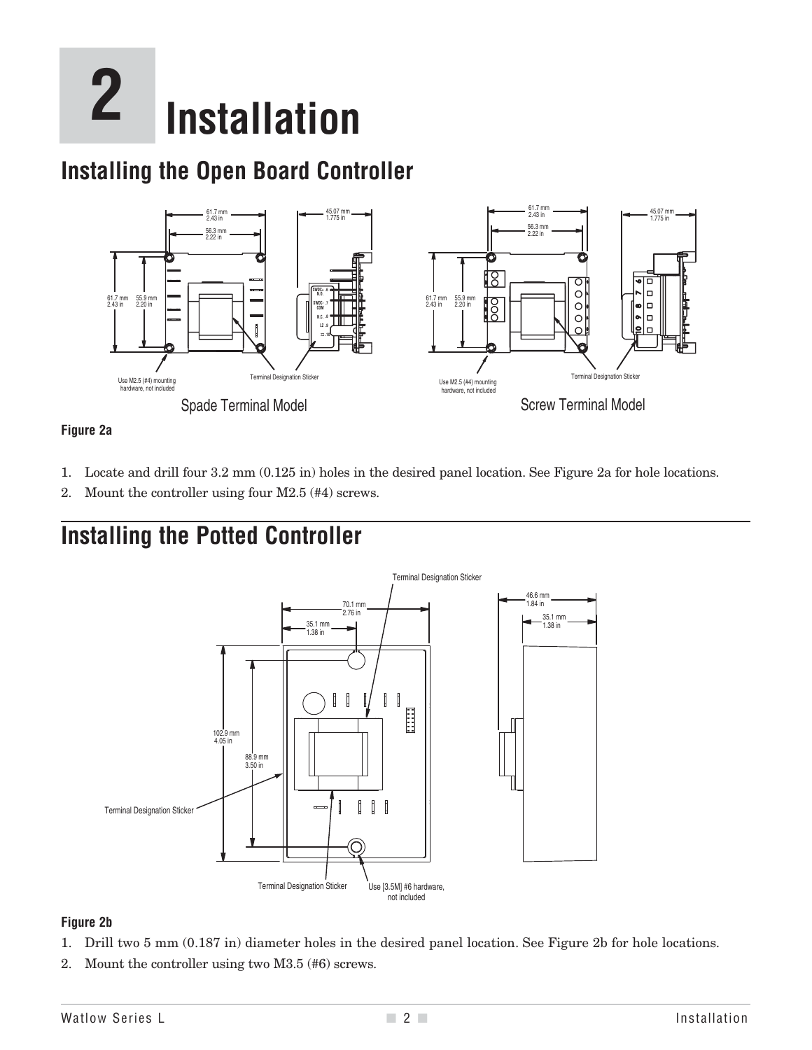# 2 Installation

## Installing the Open Board Controller

**Figure 2a**

1. Locate and drill four 3.2 mm (0.125 in) holes in the desired panel location. See Figure 2a for hole locations.
2. Mount the controller using four M2.5 (#4) screws.

## Installing the Potted Controller

**Figure 2b**

1. Drill two 5 mm (0.187 in) diameter holes in the desired panel location. See Figure 2b for hole locations.
2. Mount the controller using two M3.5 (#6) screws.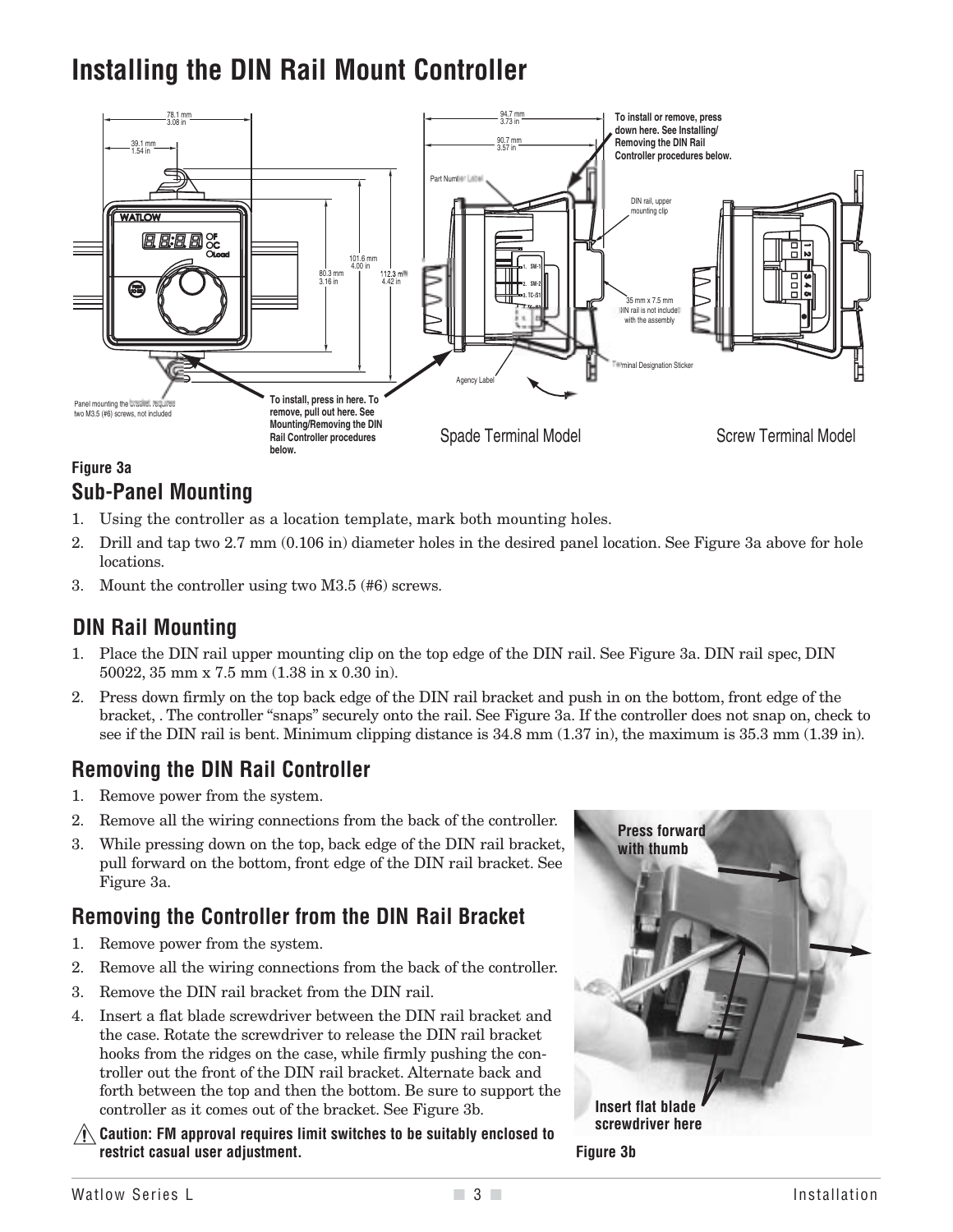# Installing the DIN Rail Mount Controller

Figure 3a

## Sub-Panel Mounting

1. Using the controller as a location template, mark both mounting holes.
2. Drill and tap two 2.7 mm (0.106 in) diameter holes in the desired panel location. See Figure 3a above for hole locations.
3. Mount the controller using two M3.5 (#6) screws.

## DIN Rail Mounting

1. Place the DIN rail upper mounting clip on the top edge of the DIN rail. See Figure 3a. DIN rail spec, DIN 50022, 35 mm x 7.5 mm (1.38 in x 0.30 in).
2. Press down firmly on the top back edge of the DIN rail bracket and push in on the bottom, front edge of the bracket, . The controller “snaps” securely onto the rail. See Figure 3a. If the controller does not snap on, check to see if the DIN rail is bent. Minimum clipping distance is 34.8 mm (1.37 in), the maximum is 35.3 mm (1.39 in).

## Removing the DIN Rail Controller

1. Remove power from the system.
2. Remove all the wiring connections from the back of the controller.
3. While pressing down on the top, back edge of the DIN rail bracket, pull forward on the bottom, front edge of the DIN rail bracket. See Figure 3a.

## Removing the Controller from the DIN Rail Bracket

1. Remove power from the system.
2. Remove all the wiring connections from the back of the controller.
3. Remove the DIN rail bracket from the DIN rail.
4. Insert a flat blade screwdriver between the DIN rail bracket and the case. Rotate the screwdriver to release the DIN rail bracket hooks from the ridges on the case, while firmly pushing the controller out the front of the DIN rail bracket. Alternate back and forth between the top and then the bottom. Be sure to support the controller as it comes out of the bracket. See Figure 3b.

⚠ **Caution: FM approval requires limit switches to be suitably enclosed to restrict casual user adjustment.**

Figure 3b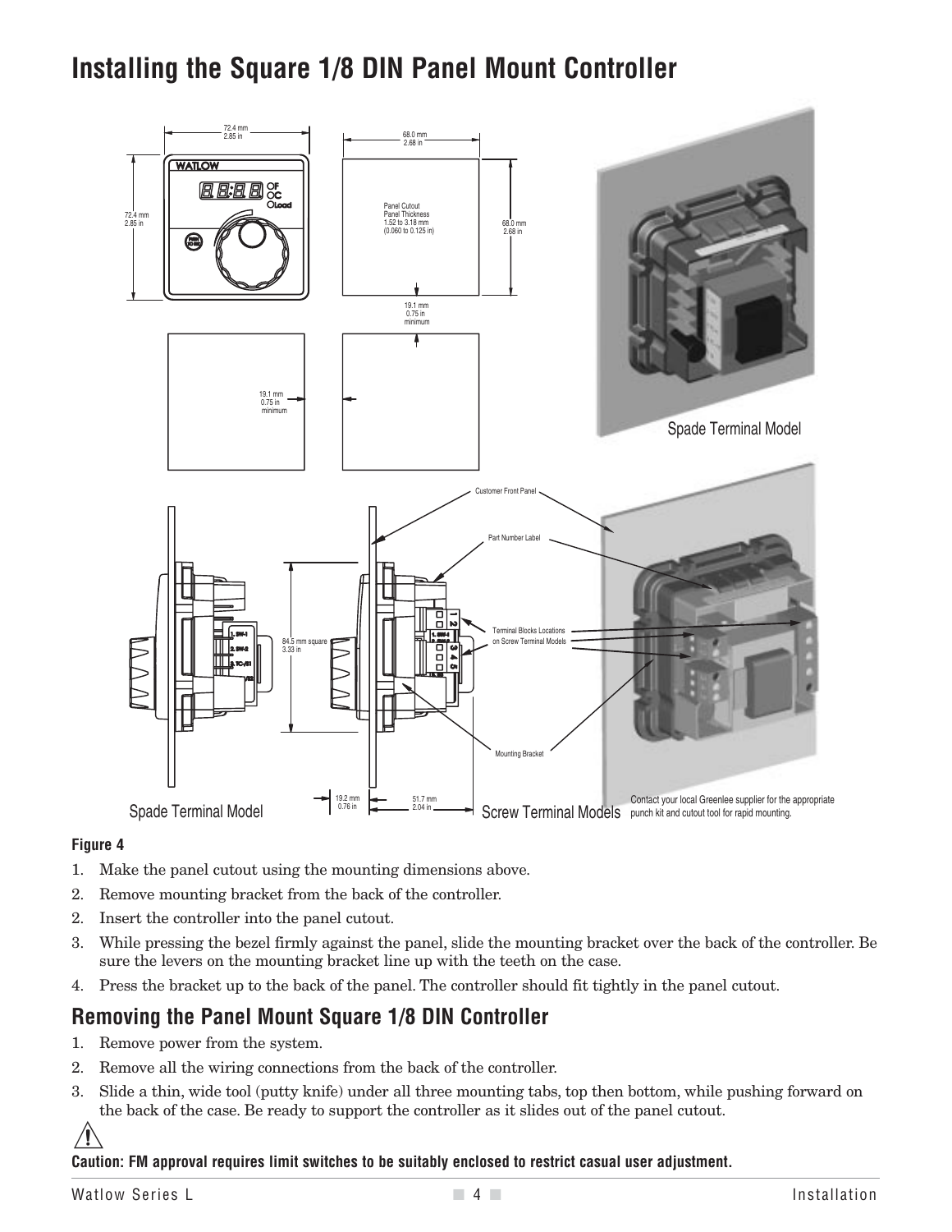# Installing the Square 1/8 DIN Panel Mount Controller

**Figure 4**

1. Make the panel cutout using the mounting dimensions above.
2. Remove mounting bracket from the back of the controller.
2. Insert the controller into the panel cutout.
3. While pressing the bezel firmly against the panel, slide the mounting bracket over the back of the controller. Be sure the levers on the mounting bracket line up with the teeth on the case.
4. Press the bracket up to the back of the panel. The controller should fit tightly in the panel cutout.

## Removing the Panel Mount Square 1/8 DIN Controller

1. Remove power from the system.
2. Remove all the wiring connections from the back of the controller.
3. Slide a thin, wide tool (putty knife) under all three mounting tabs, top then bottom, while pushing forward on the back of the case. Be ready to support the controller as it slides out of the panel cutout.

**Caution: FM approval requires limit switches to be suitably enclosed to restrict casual user adjustment.**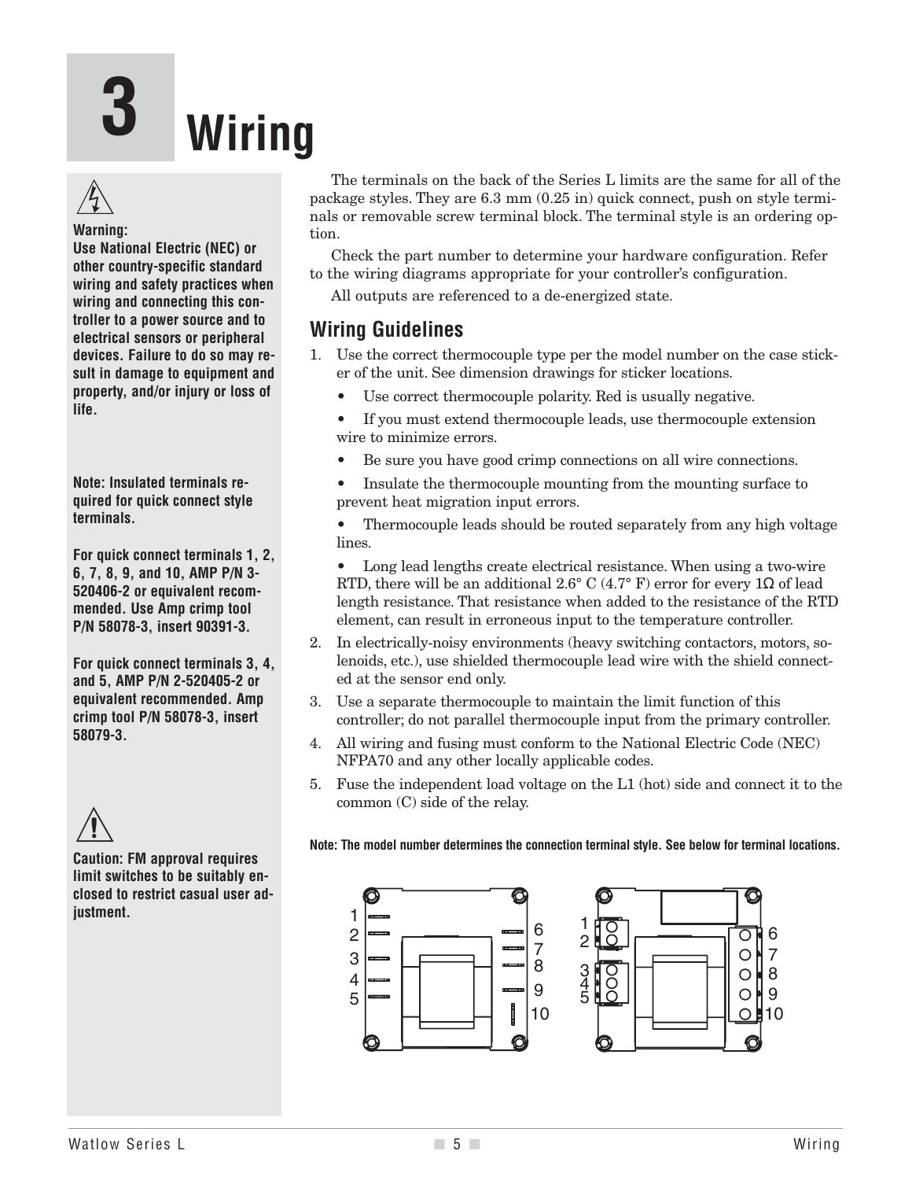# 3 Wiring

**Warning:**
**Use National Electric (NEC) or other country-specific standard wiring and safety practices when wiring and connecting this controller to a power source and to electrical sensors or peripheral devices. Failure to do so may result in damage to equipment and property, and/or injury or loss of life.**

**Note: Insulated terminals required for quick connect style terminals.**

**For quick connect terminals 1, 2, 6, 7, 8, 9, and 10, AMP P/N 3-520406-2 or equivalent recommended. Use Amp crimp tool P/N 58078-3, insert 90391-3.**

**For quick connect terminals 3, 4, and 5, AMP P/N 2-520405-2 or equivalent recommended. Amp crimp tool P/N 58078-3, insert 58079-3.**

**Caution: FM approval requires limit switches to be suitably enclosed to restrict casual user adjustment.**

The terminals on the back of the Series L limits are the same for all of the package styles. They are 6.3 mm (0.25 in) quick connect, push on style terminals or removable screw terminal block. The terminal style is an ordering option.

Check the part number to determine your hardware configuration. Refer to the wiring diagrams appropriate for your controller's configuration.

All outputs are referenced to a de-energized state.

## Wiring Guidelines

1. Use the correct thermocouple type per the model number on the case sticker of the unit. See dimension drawings for sticker locations.
   - Use correct thermocouple polarity. Red is usually negative.
   - If you must extend thermocouple leads, use thermocouple extension wire to minimize errors.
   - Be sure you have good crimp connections on all wire connections.
   - Insulate the thermocouple mounting from the mounting surface to prevent heat migration input errors.
   - Thermocouple leads should be routed separately from any high voltage lines.
   - Long lead lengths create electrical resistance. When using a two-wire RTD, there will be an additional 2.6° C (4.7° F) error for every 1Ω of lead length resistance. That resistance when added to the resistance of the RTD element, can result in erroneous input to the temperature controller.
2. In electrically-noisy environments (heavy switching contactors, motors, solenoids, etc.), use shielded thermocouple lead wire with the shield connected at the sensor end only.
3. Use a separate thermocouple to maintain the limit function of this controller; do not parallel thermocouple input from the primary controller.
4. All wiring and fusing must conform to the National Electric Code (NEC) NFPA70 and any other locally applicable codes.
5. Fuse the independent load voltage on the L1 (hot) side and connect it to the common (C) side of the relay.

**Note: The model number determines the connection terminal style. See below for terminal locations.**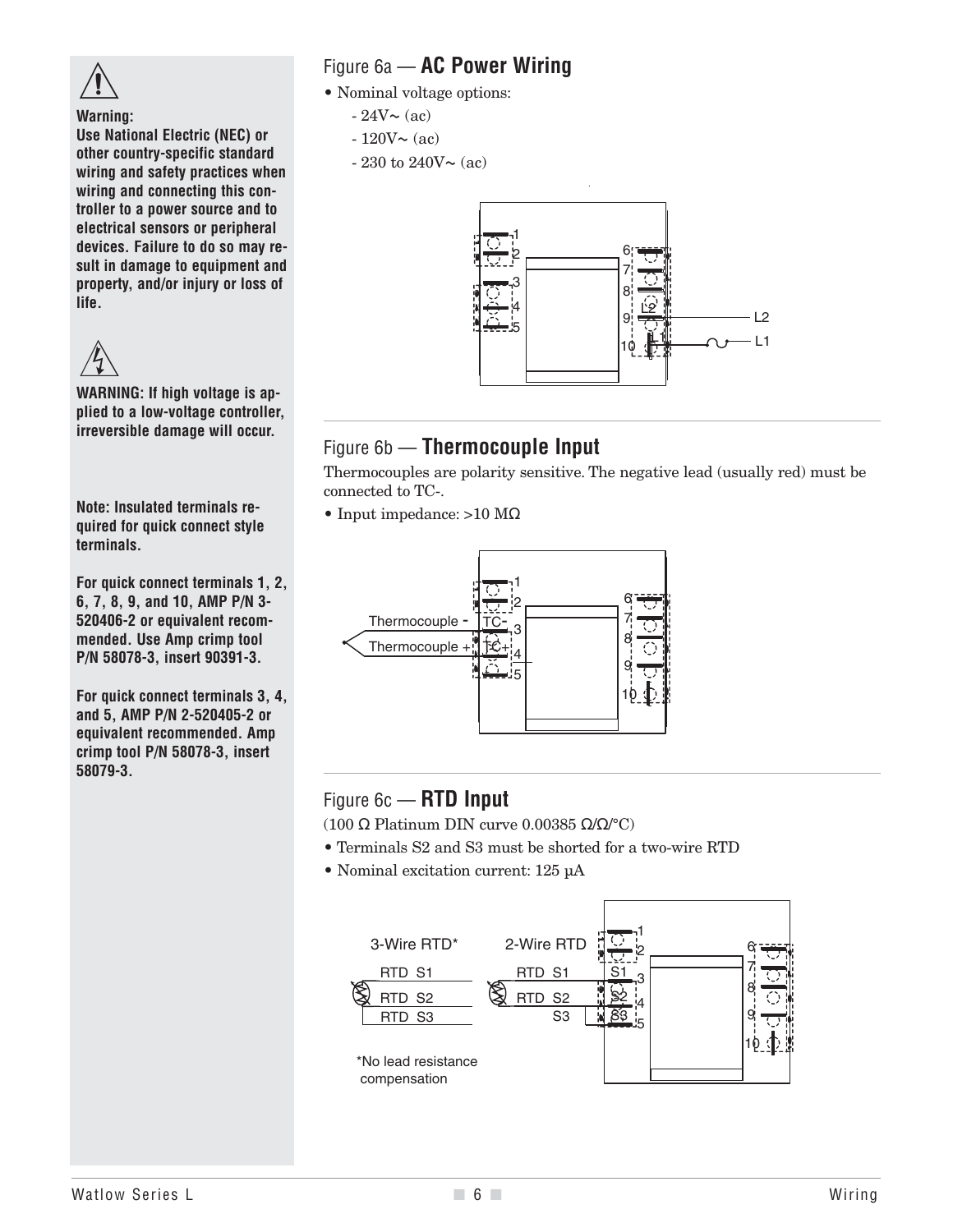**Warning:**
**Use National Electric (NEC) or other country-specific standard wiring and safety practices when wiring and connecting this controller to a power source and to electrical sensors or peripheral devices. Failure to do so may result in damage to equipment and property, and/or injury or loss of life.**

**WARNING: If high voltage is applied to a low-voltage controller, irreversible damage will occur.**

**Note: Insulated terminals required for quick connect style terminals.**

**For quick connect terminals 1, 2, 6, 7, 8, 9, and 10, AMP P/N 3-520406-2 or equivalent recommended. Use Amp crimp tool P/N 58078-3, insert 90391-3.**

**For quick connect terminals 3, 4, and 5, AMP P/N 2-520405-2 or equivalent recommended. Amp crimp tool P/N 58078-3, insert 58079-3.**

## Figure 6a — **AC Power Wiring**

- Nominal voltage options:
  - 24V~ (ac)
  - 120V~ (ac)
  - 230 to 240V~ (ac)

## Figure 6b — **Thermocouple Input**

Thermocouples are polarity sensitive. The negative lead (usually red) must be connected to TC-.

- Input impedance: >10 MΩ

## Figure 6c — **RTD Input**

(100 Ω Platinum DIN curve 0.00385 Ω/Ω/°C)

- Terminals S2 and S3 must be shorted for a two-wire RTD
- Nominal excitation current: 125 µA

*No lead resistance compensation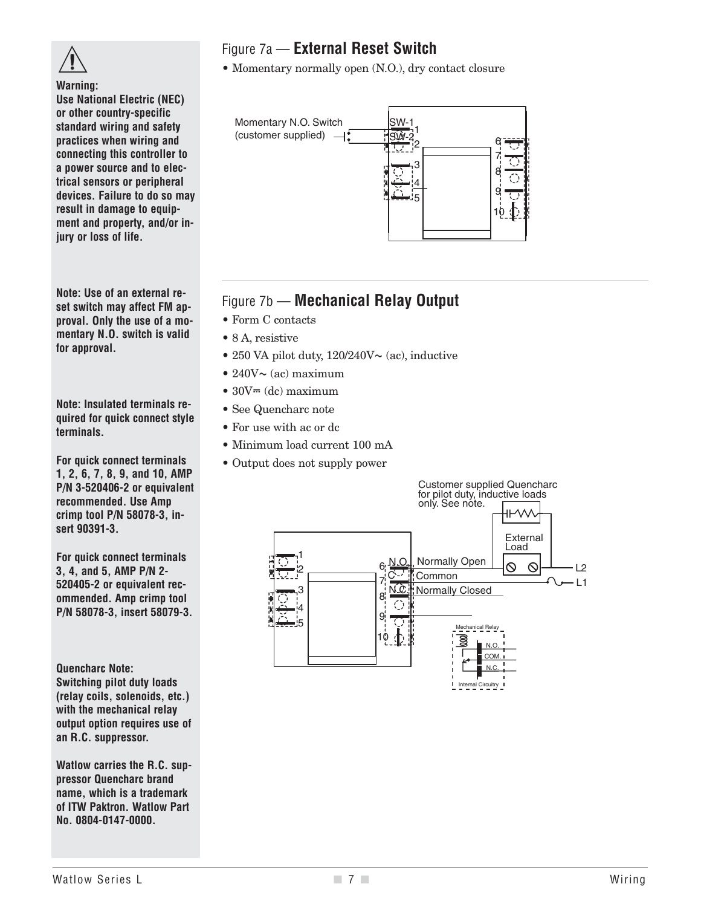**Warning:**
**Use National Electric (NEC) or other country-specific standard wiring and safety practices when wiring and connecting this controller to a power source and to electrical sensors or peripheral devices. Failure to do so may result in damage to equipment and property, and/or injury or loss of life.**

**Note: Use of an external reset switch may affect FM approval. Only the use of a momentary N.O. switch is valid for approval.**

**Note: Insulated terminals required for quick connect style terminals.**

**For quick connect terminals 1, 2, 6, 7, 8, 9, and 10, AMP P/N 3-520406-2 or equivalent recommended. Use Amp crimp tool P/N 58078-3, insert 90391-3.**

**For quick connect terminals 3, 4, and 5, AMP P/N 2-520405-2 or equivalent recommended. Amp crimp tool P/N 58078-3, insert 58079-3.**

**Quencharc Note:**
**Switching pilot duty loads (relay coils, solenoids, etc.) with the mechanical relay output option requires use of an R.C. suppressor.**

**Watlow carries the R.C. suppressor Quencharc brand name, which is a trademark of ITW Paktron. Watlow Part No. 0804-0147-0000.**

## Figure 7a — **External Reset Switch**

- Momentary normally open (N.O.), dry contact closure

Momentary N.O. Switch (customer supplied)

SW-1 1
SW-2 2
3
4
5
6
7
8
9
10

## Figure 7b — **Mechanical Relay Output**

- Form C contacts
- 8 A, resistive
- 250 VA pilot duty, 120/240V~ (ac), inductive
- 240V~ (ac) maximum
- 30V⎓ (dc) maximum
- See Quencharc note
- For use with ac or dc
- Minimum load current 100 mA
- Output does not supply power

Customer supplied Quencharc for pilot duty, inductive loads only. See note.

External Load

6 N.O. Normally Open
7 C Common
8 N.C. Normally Closed
9
10

L2
L1

Mechanical Relay
N.O.
COM.
N.C.
Internal Circuitry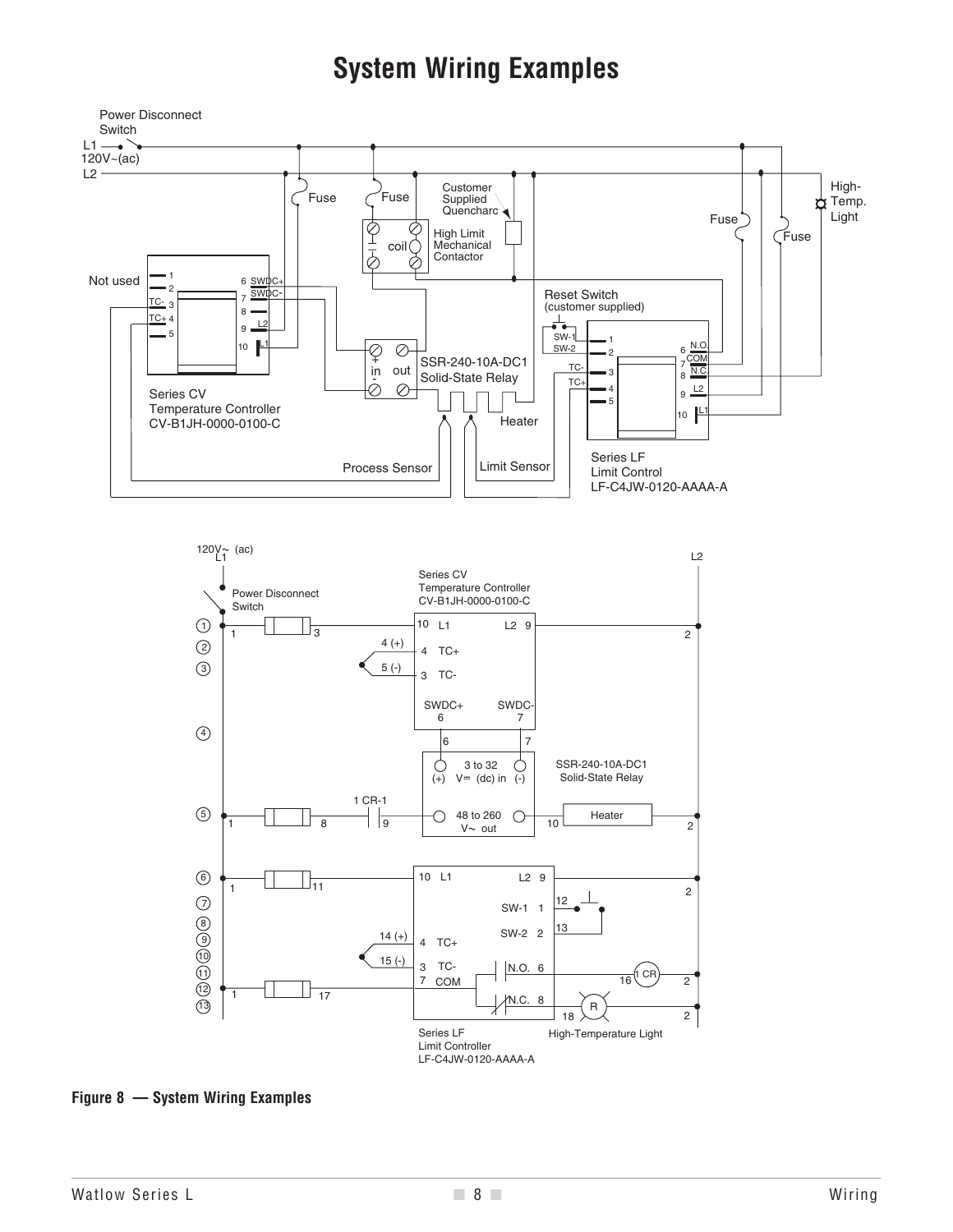# System Wiring Examples

**Figure 8 — System Wiring Examples**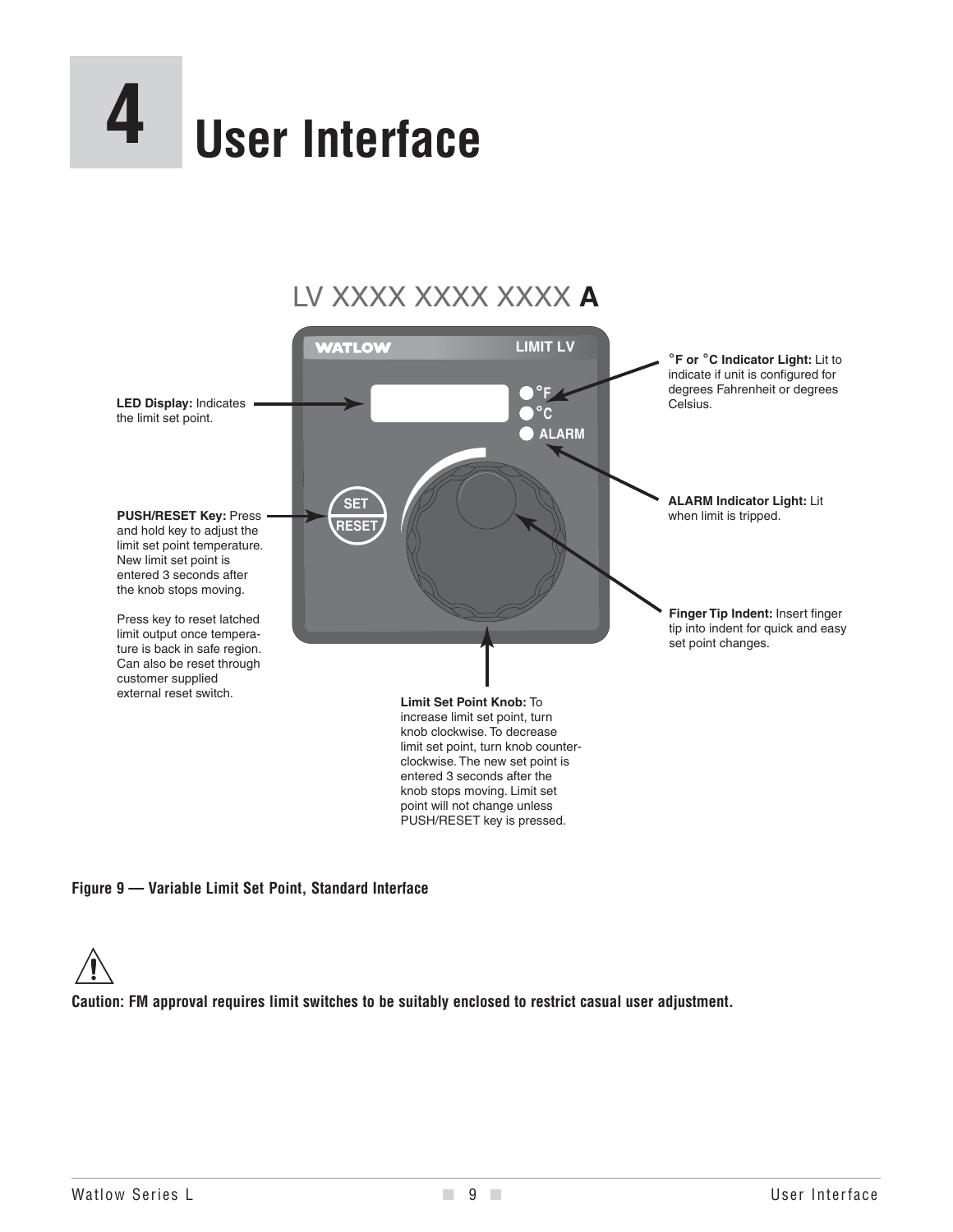# 4 User Interface

LV XXXX XXXX XXXX **A**

WATLOW LIMIT LV

°F
°C
ALARM

SET RESET

**LED Display:** Indicates the limit set point.

**PUSH/RESET Key:** Press and hold key to adjust the limit set point temperature. New limit set point is entered 3 seconds after the knob stops moving.

Press key to reset latched limit output once temperature is back in safe region. Can also be reset through customer supplied external reset switch.

**°F or °C Indicator Light:** Lit to indicate if unit is configured for degrees Fahrenheit or degrees Celsius.

**ALARM Indicator Light:** Lit when limit is tripped.

**Finger Tip Indent:** Insert finger tip into indent for quick and easy set point changes.

**Limit Set Point Knob:** To increase limit set point, turn knob clockwise. To decrease limit set point, turn knob counter-clockwise. The new set point is entered 3 seconds after the knob stops moving. Limit set point will not change unless PUSH/RESET key is pressed.

**Figure 9 — Variable Limit Set Point, Standard Interface**

**Caution: FM approval requires limit switches to be suitably enclosed to restrict casual user adjustment.**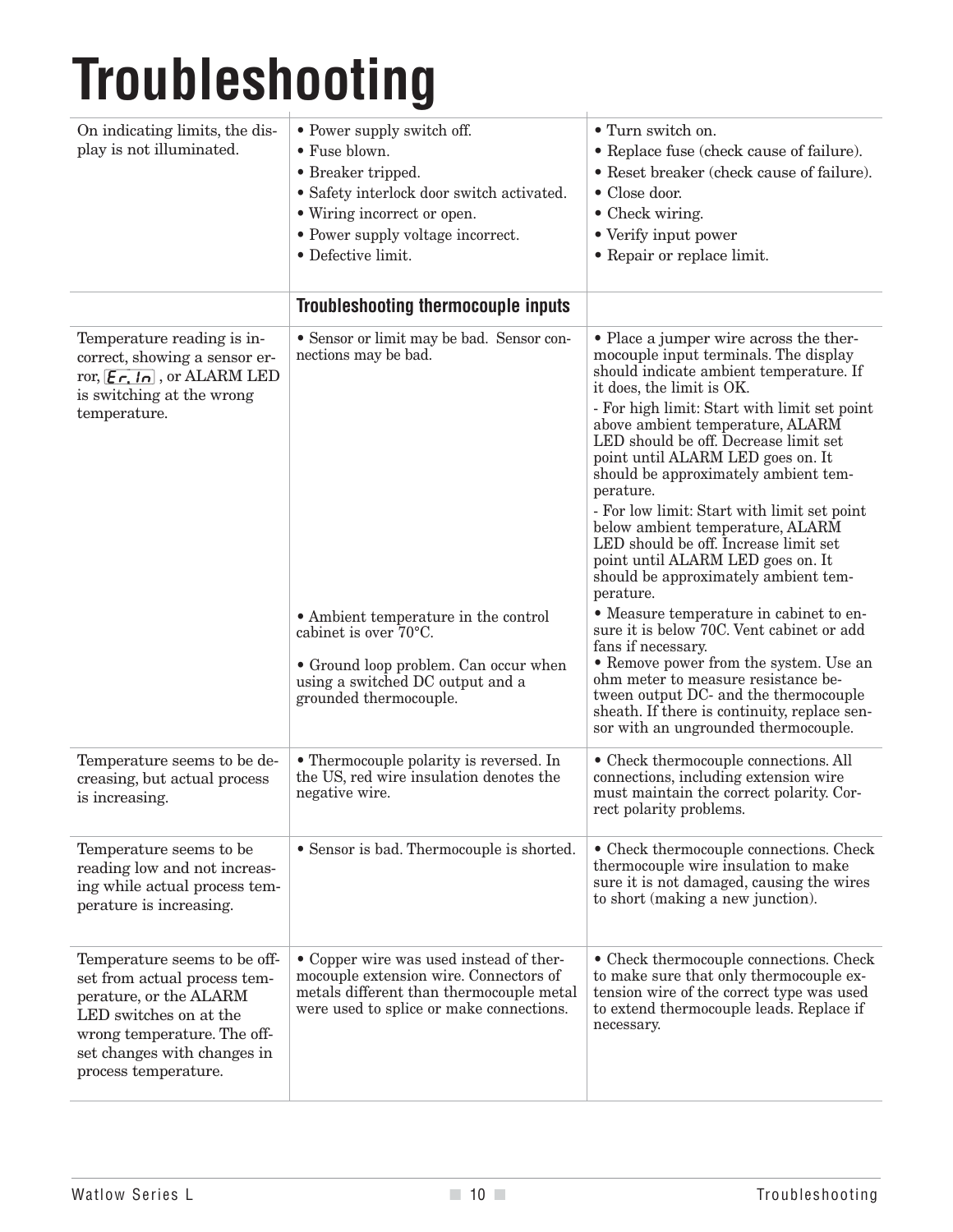# Troubleshooting

| | | |
|---|---|---|
| On indicating limits, the display is not illuminated. | • Power supply switch off.<br>• Fuse blown.<br>• Breaker tripped.<br>• Safety interlock door switch activated.<br>• Wiring incorrect or open.<br>• Power supply voltage incorrect.<br>• Defective limit. | • Turn switch on.<br>• Replace fuse (check cause of failure).<br>• Reset breaker (check cause of failure).<br>• Close door.<br>• Check wiring.<br>• Verify input power<br>• Repair or replace limit. |
| | **Troubleshooting thermocouple inputs** | |
| Temperature reading is incorrect, showing a sensor error, Er. In , or ALARM LED is switching at the wrong temperature. | • Sensor or limit may be bad. Sensor connections may be bad. | • Place a jumper wire across the thermocouple input terminals. The display should indicate ambient temperature. If it does, the limit is OK.<br>- For high limit: Start with limit set point above ambient temperature, ALARM LED should be off. Decrease limit set point until ALARM LED goes on. It should be approximately ambient temperature.<br>- For low limit: Start with limit set point below ambient temperature, ALARM LED should be off. Increase limit set point until ALARM LED goes on. It should be approximately ambient temperature. |
| | • Ambient temperature in the control cabinet is over 70°C. | • Measure temperature in cabinet to ensure it is below 70C. Vent cabinet or add fans if necessary. |
| | • Ground loop problem. Can occur when using a switched DC output and a grounded thermocouple. | • Remove power from the system. Use an ohm meter to measure resistance between output DC- and the thermocouple sheath. If there is continuity, replace sensor with an ungrounded thermocouple. |
| Temperature seems to be decreasing, but actual process is increasing. | • Thermocouple polarity is reversed. In the US, red wire insulation denotes the negative wire. | • Check thermocouple connections. All connections, including extension wire must maintain the correct polarity. Correct polarity problems. |
| Temperature seems to be reading low and not increasing while actual process temperature is increasing. | • Sensor is bad. Thermocouple is shorted. | • Check thermocouple connections. Check thermocouple wire insulation to make sure it is not damaged, causing the wires to short (making a new junction). |
| Temperature seems to be offset from actual process temperature, or the ALARM LED switches on at the wrong temperature. The offset changes with changes in process temperature. | • Copper wire was used instead of thermocouple extension wire. Connectors of metals different than thermocouple metal were used to splice or make connections. | • Check thermocouple connections. Check to make sure that only thermocouple extension wire of the correct type was used to extend thermocouple leads. Replace if necessary. |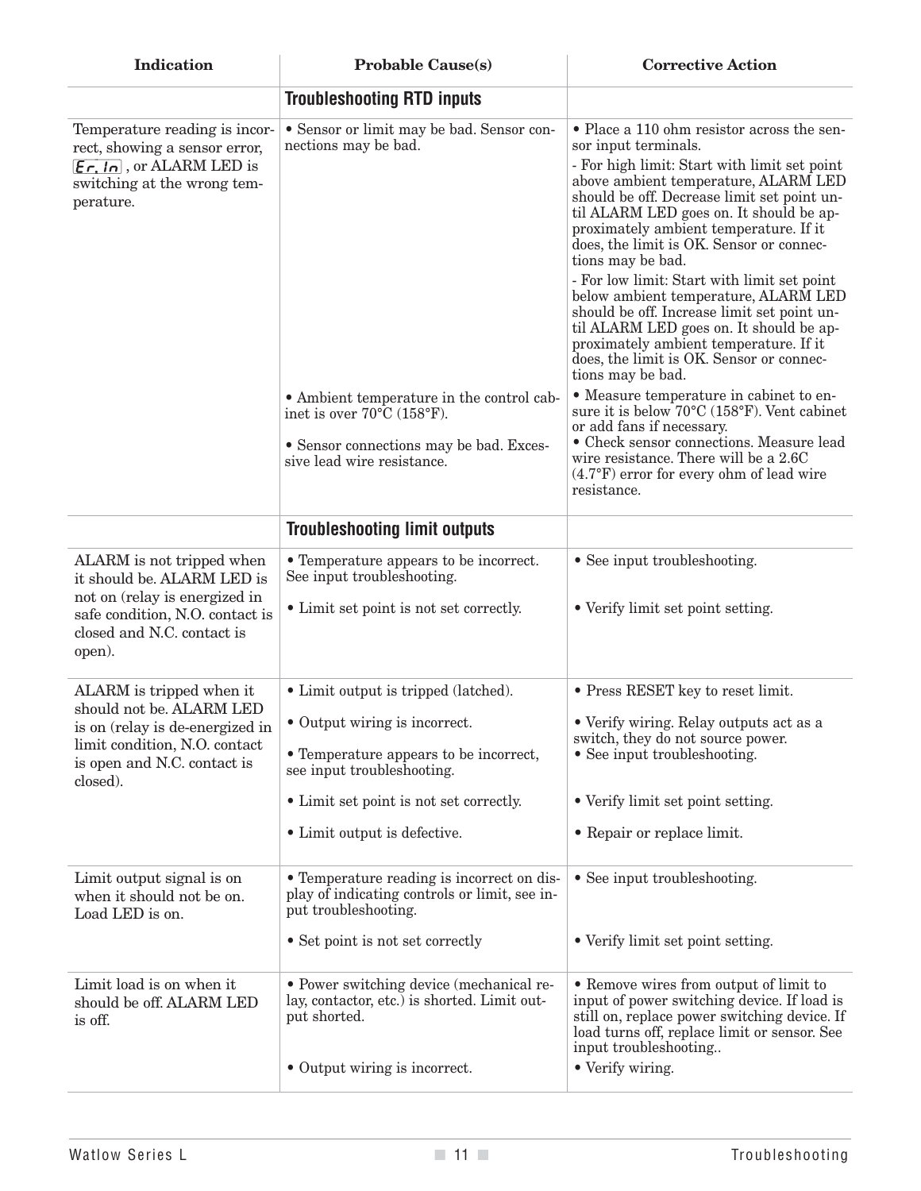| Indication | Probable Cause(s) | Corrective Action |
|---|---|---|
| | **Troubleshooting RTD inputs** | |
| Temperature reading is incorrect, showing a sensor error, Er.In, or ALARM LED is switching at the wrong temperature. | • Sensor or limit may be bad. Sensor connections may be bad. | • Place a 110 ohm resistor across the sensor input terminals.<br>- For high limit: Start with limit set point above ambient temperature, ALARM LED should be off. Decrease limit set point until ALARM LED goes on. It should be approximately ambient temperature. If it does, the limit is OK. Sensor or connections may be bad.<br>- For low limit: Start with limit set point below ambient temperature, ALARM LED should be off. Increase limit set point until ALARM LED goes on. It should be approximately ambient temperature. If it does, the limit is OK. Sensor or connections may be bad. |
| | • Ambient temperature in the control cabinet is over 70°C (158°F). | • Measure temperature in cabinet to ensure it is below 70°C (158°F). Vent cabinet or add fans if necessary. |
| | • Sensor connections may be bad. Excessive lead wire resistance. | • Check sensor connections. Measure lead wire resistance. There will be a 2.6C (4.7°F) error for every ohm of lead wire resistance. |
| | **Troubleshooting limit outputs** | |
| ALARM is not tripped when it should be. ALARM LED is not on (relay is energized in safe condition, N.O. contact is closed and N.C. contact is open). | • Temperature appears to be incorrect. See input troubleshooting. | • See input troubleshooting. |
| | • Limit set point is not set correctly. | • Verify limit set point setting. |
| ALARM is tripped when it should not be. ALARM LED is on (relay is de-energized in limit condition, N.O. contact is open and N.C. contact is closed). | • Limit output is tripped (latched). | • Press RESET key to reset limit. |
| | • Output wiring is incorrect. | • Verify wiring. Relay outputs act as a switch, they do not source power. |
| | • Temperature appears to be incorrect, see input troubleshooting. | • See input troubleshooting. |
| | • Limit set point is not set correctly. | • Verify limit set point setting. |
| | • Limit output is defective. | • Repair or replace limit. |
| Limit output signal is on when it should not be on. Load LED is on. | • Temperature reading is incorrect on display of indicating controls or limit, see input troubleshooting. | • See input troubleshooting. |
| | • Set point is not set correctly | • Verify limit set point setting. |
| Limit load is on when it should be off. ALARM LED is off. | • Power switching device (mechanical relay, contactor, etc.) is shorted. Limit output shorted. | • Remove wires from output of limit to input of power switching device. If load is still on, replace power switching device. If load turns off, replace limit or sensor. See input troubleshooting.. |
| | • Output wiring is incorrect. | • Verify wiring. |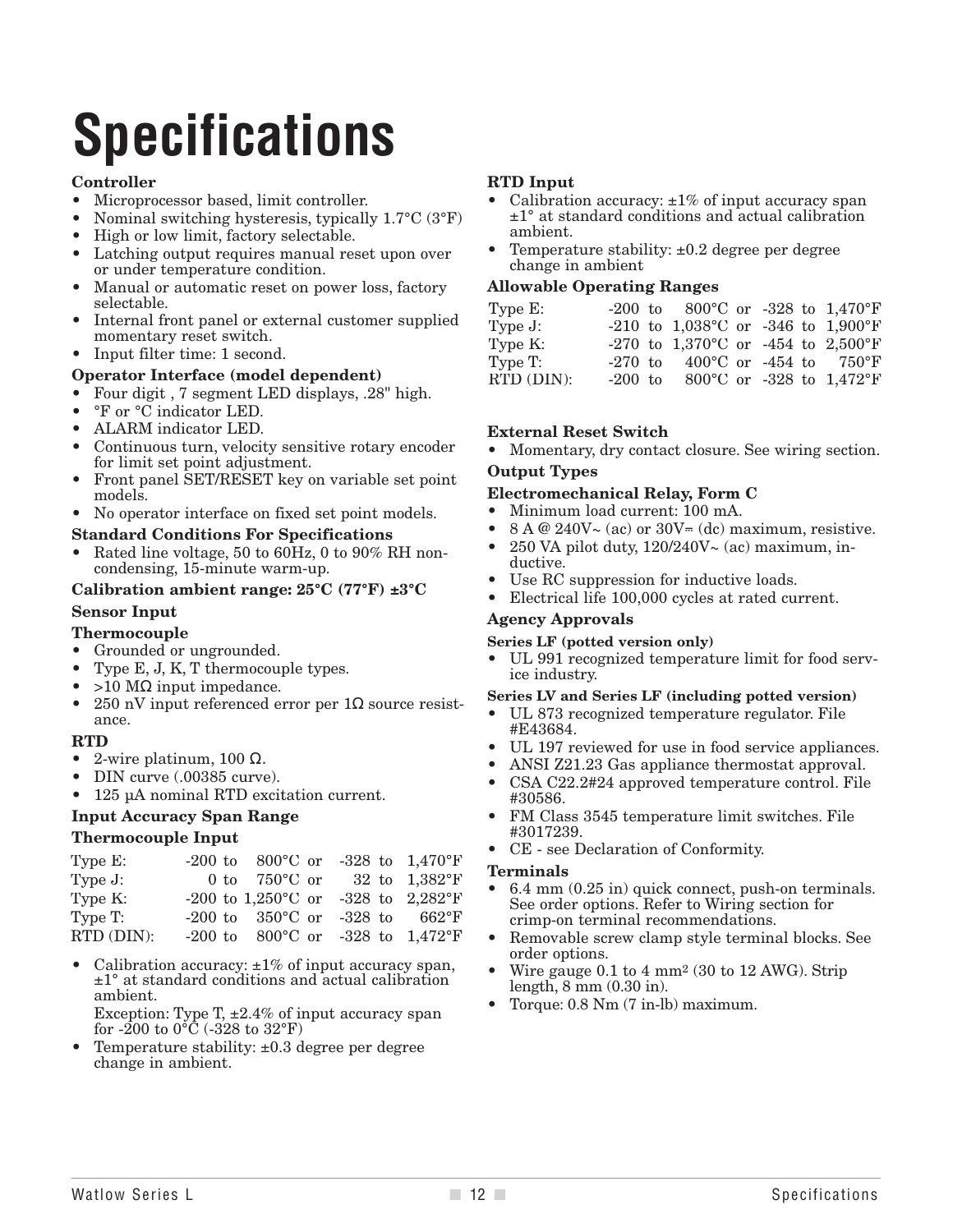# Specifications

**Controller**

- Microprocessor based, limit controller.
- Nominal switching hysteresis, typically 1.7°C (3°F)
- High or low limit, factory selectable.
- Latching output requires manual reset upon over or under temperature condition.
- Manual or automatic reset on power loss, factory selectable.
- Internal front panel or external customer supplied momentary reset switch.
- Input filter time: 1 second.

**Operator Interface (model dependent)**

- Four digit , 7 segment LED displays, .28" high.
- °F or °C indicator LED.
- ALARM indicator LED.
- Continuous turn, velocity sensitive rotary encoder for limit set point adjustment.
- Front panel SET/RESET key on variable set point models.
- No operator interface on fixed set point models.

**Standard Conditions For Specifications**

- Rated line voltage, 50 to 60Hz, 0 to 90% RH non-condensing, 15-minute warm-up.

**Calibration ambient range: 25°C (77°F) ±3°C**

**Sensor Input**

**Thermocouple**

- Grounded or ungrounded.
- Type E, J, K, T thermocouple types.
- >10 MΩ input impedance.
- 250 nV input referenced error per 1Ω source resistance.

**RTD**

- 2-wire platinum, 100 Ω.
- DIN curve (.00385 curve).
- 125 µA nominal RTD excitation current.

**Input Accuracy Span Range**

**Thermocouple Input**

| | | | | | |
|---|---|---|---|---|---|
| Type E: | -200 to | 800°C | or | -328 to | 1,470°F |
| Type J: | 0 to | 750°C | or | 32 to | 1,382°F |
| Type K: | -200 to | 1,250°C | or | -328 to | 2,282°F |
| Type T: | -200 to | 350°C | or | -328 to | 662°F |
| RTD (DIN): | -200 to | 800°C | or | -328 to | 1,472°F |

- Calibration accuracy: ±1% of input accuracy span, ±1° at standard conditions and actual calibration ambient.
  Exception: Type T, ±2.4% of input accuracy span for -200 to 0°C (-328 to 32°F)
- Temperature stability: ±0.3 degree per degree change in ambient.

**RTD Input**

- Calibration accuracy: ±1% of input accuracy span ±1° at standard conditions and actual calibration ambient.
- Temperature stability: ±0.2 degree per degree change in ambient

**Allowable Operating Ranges**

| | | | | | |
|---|---|---|---|---|---|
| Type E: | -200 to | 800°C | or | -328 to | 1,470°F |
| Type J: | -210 to | 1,038°C | or | -346 to | 1,900°F |
| Type K: | -270 to | 1,370°C | or | -454 to | 2,500°F |
| Type T: | -270 to | 400°C | or | -454 to | 750°F |
| RTD (DIN): | -200 to | 800°C | or | -328 to | 1,472°F |

**External Reset Switch**

- Momentary, dry contact closure. See wiring section.

**Output Types**

**Electromechanical Relay, Form C**

- Minimum load current: 100 mA.
- 8 A @ 240V~ (ac) or 30V⎓ (dc) maximum, resistive.
- 250 VA pilot duty, 120/240V~ (ac) maximum, inductive.
- Use RC suppression for inductive loads.
- Electrical life 100,000 cycles at rated current.

**Agency Approvals**

**Series LF (potted version only)**

- UL 991 recognized temperature limit for food service industry.

**Series LV and Series LF (including potted version)**

- UL 873 recognized temperature regulator. File #E43684.
- UL 197 reviewed for use in food service appliances.
- ANSI Z21.23 Gas appliance thermostat approval.
- CSA C22.2#24 approved temperature control. File #30586.
- FM Class 3545 temperature limit switches. File #3017239.
- CE - see Declaration of Conformity.

**Terminals**

- 6.4 mm (0.25 in) quick connect, push-on terminals. See order options. Refer to Wiring section for crimp-on terminal recommendations.
- Removable screw clamp style terminal blocks. See order options.
- Wire gauge 0.1 to 4 mm² (30 to 12 AWG). Strip length, 8 mm (0.30 in).
- Torque: 0.8 Nm (7 in-lb) maximum.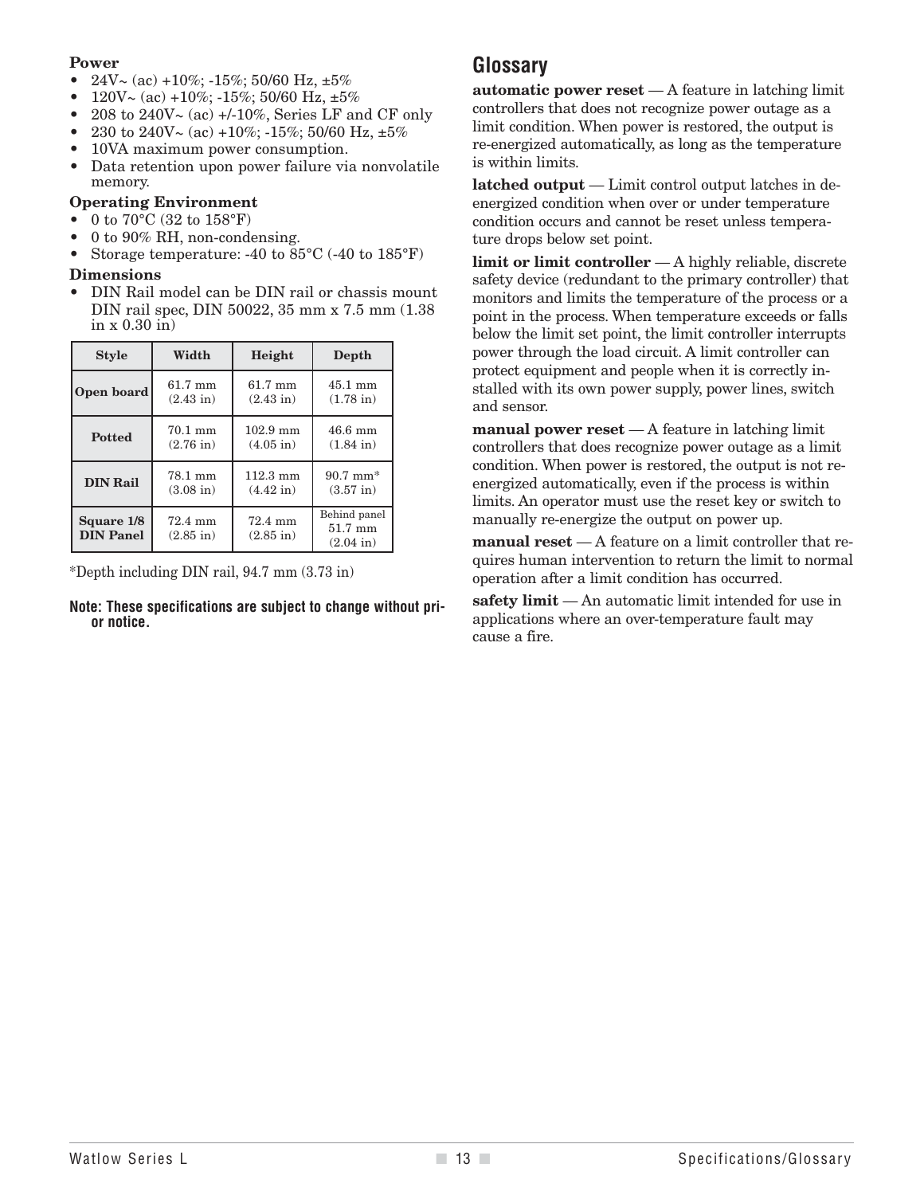**Power**
- 24V~ (ac) +10%; -15%; 50/60 Hz, ±5%
- 120V~ (ac) +10%; -15%; 50/60 Hz, ±5%
- 208 to 240V~ (ac) +/-10%, Series LF and CF only
- 230 to 240V~ (ac) +10%; -15%; 50/60 Hz, ±5%
- 10VA maximum power consumption.
- Data retention upon power failure via nonvolatile memory.

**Operating Environment**
- 0 to 70°C (32 to 158°F)
- 0 to 90% RH, non-condensing.
- Storage temperature: -40 to 85°C (-40 to 185°F)

**Dimensions**
- DIN Rail model can be DIN rail or chassis mount DIN rail spec, DIN 50022, 35 mm x 7.5 mm (1.38 in x 0.30 in)

| Style | Width | Height | Depth |
|---|---|---|---|
| Open board | 61.7 mm (2.43 in) | 61.7 mm (2.43 in) | 45.1 mm (1.78 in) |
| Potted | 70.1 mm (2.76 in) | 102.9 mm (4.05 in) | 46.6 mm (1.84 in) |
| DIN Rail | 78.1 mm (3.08 in) | 112.3 mm (4.42 in) | 90.7 mm* (3.57 in) |
| Square 1/8 DIN Panel | 72.4 mm (2.85 in) | 72.4 mm (2.85 in) | Behind panel 51.7 mm (2.04 in) |

*Depth including DIN rail, 94.7 mm (3.73 in)

**Note: These specifications are subject to change without prior notice.**

## Glossary

**automatic power reset** — A feature in latching limit controllers that does not recognize power outage as a limit condition. When power is restored, the output is re-energized automatically, as long as the temperature is within limits.

**latched output** — Limit control output latches in de-energized condition when over or under temperature condition occurs and cannot be reset unless temperature drops below set point.

**limit or limit controller** — A highly reliable, discrete safety device (redundant to the primary controller) that monitors and limits the temperature of the process or a point in the process. When temperature exceeds or falls below the limit set point, the limit controller interrupts power through the load circuit. A limit controller can protect equipment and people when it is correctly installed with its own power supply, power lines, switch and sensor.

**manual power reset** — A feature in latching limit controllers that does recognize power outage as a limit condition. When power is restored, the output is not re-energized automatically, even if the process is within limits. An operator must use the reset key or switch to manually re-energize the output on power up.

**manual reset** — A feature on a limit controller that requires human intervention to return the limit to normal operation after a limit condition has occurred.

**safety limit** — An automatic limit intended for use in applications where an over-temperature fault may cause a fire.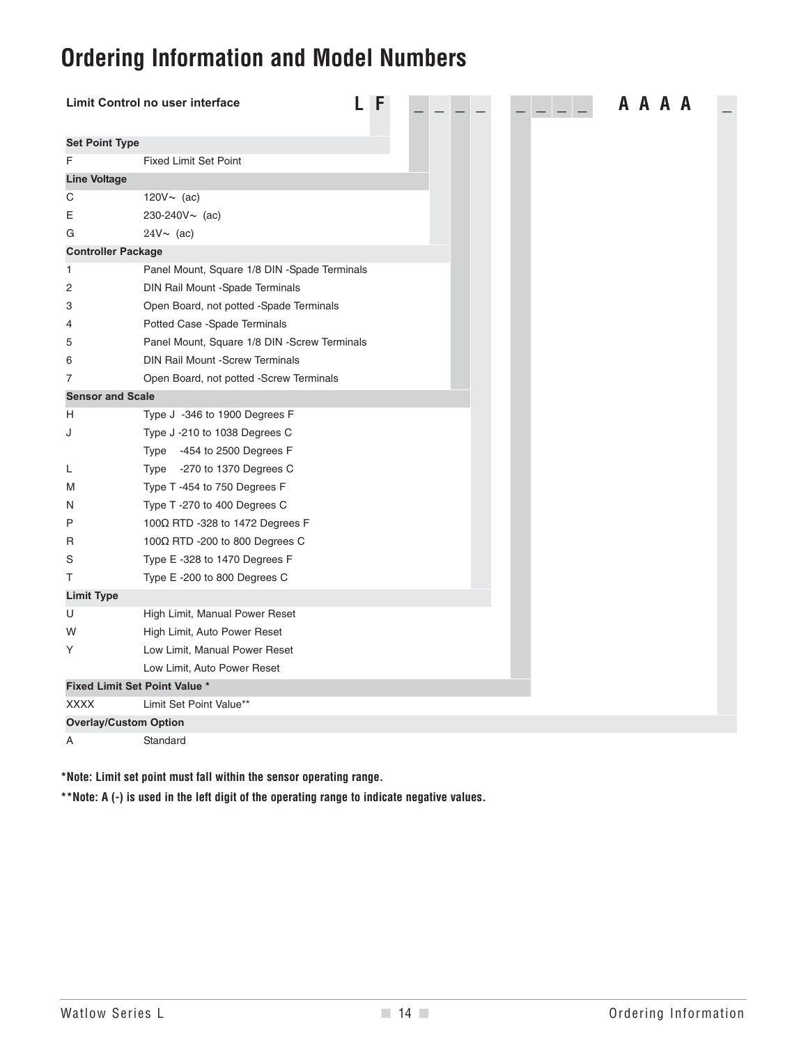# Ordering Information and Model Numbers

**Limit Control no user interface** **L F _ _ _ _ _ _ _ _ A A A A _**

| Code | Description |
|---|---|
| **Set Point Type** | |
| F | Fixed Limit Set Point |
| **Line Voltage** | |
| C | 120V~ (ac) |
| E | 230-240V~ (ac) |
| G | 24V~ (ac) |
| **Controller Package** | |
| 1 | Panel Mount, Square 1/8 DIN -Spade Terminals |
| 2 | DIN Rail Mount -Spade Terminals |
| 3 | Open Board, not potted -Spade Terminals |
| 4 | Potted Case -Spade Terminals |
| 5 | Panel Mount, Square 1/8 DIN -Screw Terminals |
| 6 | DIN Rail Mount -Screw Terminals |
| 7 | Open Board, not potted -Screw Terminals |
| **Sensor and Scale** | |
| H | Type J -346 to 1900 Degrees F |
| J | Type J -210 to 1038 Degrees C |
| | Type -454 to 2500 Degrees F |
| L | Type -270 to 1370 Degrees C |
| M | Type T -454 to 750 Degrees F |
| N | Type T -270 to 400 Degrees C |
| P | 100Ω RTD -328 to 1472 Degrees F |
| R | 100Ω RTD -200 to 800 Degrees C |
| S | Type E -328 to 1470 Degrees F |
| T | Type E -200 to 800 Degrees C |
| **Limit Type** | |
| U | High Limit, Manual Power Reset |
| W | High Limit, Auto Power Reset |
| Y | Low Limit, Manual Power Reset |
| | Low Limit, Auto Power Reset |
| **Fixed Limit Set Point Value *** | |
| XXXX | Limit Set Point Value** |
| **Overlay/Custom Option** | |
| A | Standard |

***Note: Limit set point must fall within the sensor operating range.**

****Note: A (-) is used in the left digit of the operating range to indicate negative values.**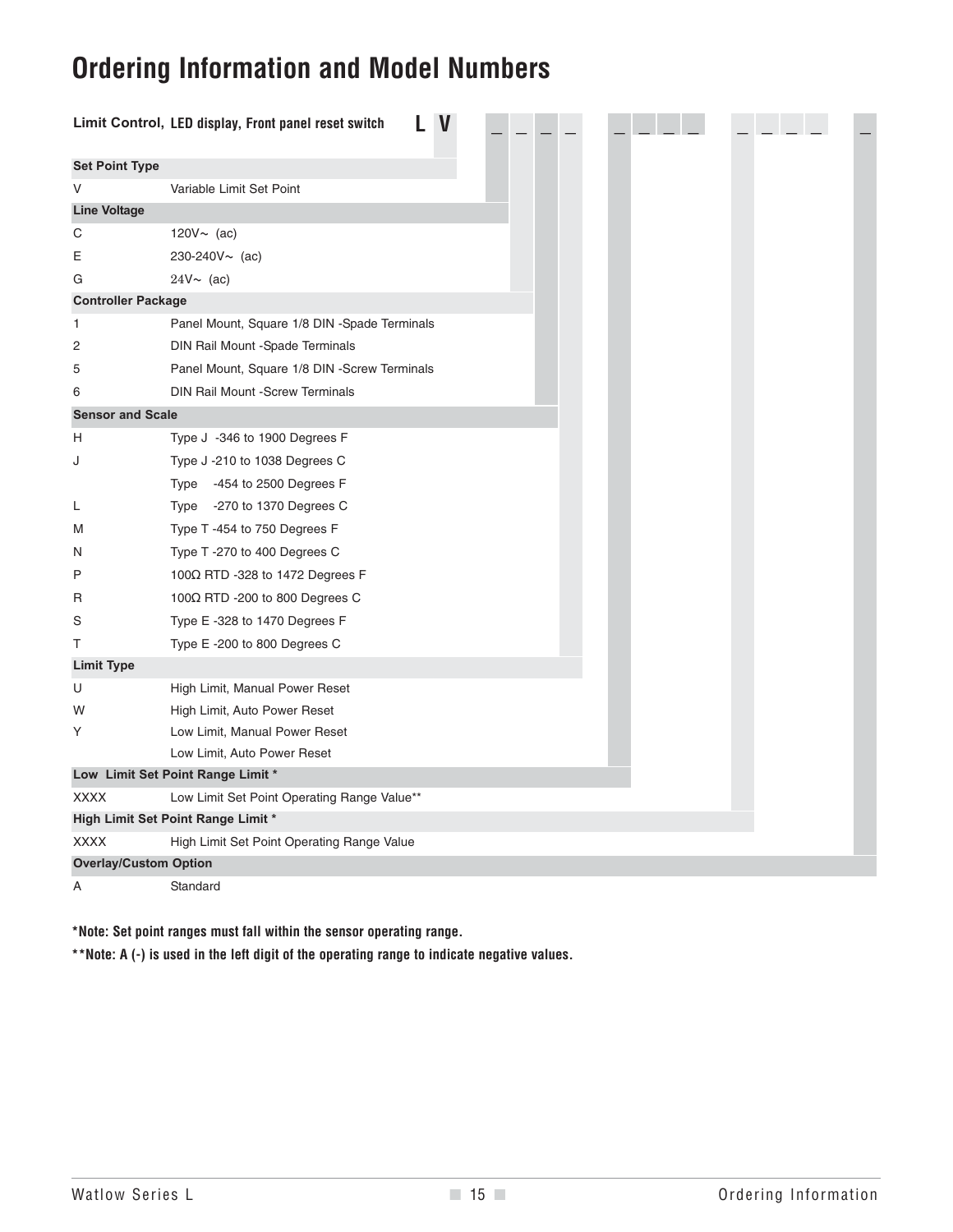# Ordering Information and Model Numbers

**Limit Control,** **LED display, Front panel reset switch** **L V** _ _ _ _ _ _ _ _ _ _ _ _ _

| Code | Description |
|---|---|
| **Set Point Type** | |
| V | Variable Limit Set Point |
| **Line Voltage** | |
| C | 120V~ (ac) |
| E | 230-240V~ (ac) |
| G | 24V~ (ac) |
| **Controller Package** | |
| 1 | Panel Mount, Square 1/8 DIN -Spade Terminals |
| 2 | DIN Rail Mount -Spade Terminals |
| 5 | Panel Mount, Square 1/8 DIN -Screw Terminals |
| 6 | DIN Rail Mount -Screw Terminals |
| **Sensor and Scale** | |
| H | Type J -346 to 1900 Degrees F |
| J | Type J -210 to 1038 Degrees C |
| | Type -454 to 2500 Degrees F |
| L | Type -270 to 1370 Degrees C |
| M | Type T -454 to 750 Degrees F |
| N | Type T -270 to 400 Degrees C |
| P | 100Ω RTD -328 to 1472 Degrees F |
| R | 100Ω RTD -200 to 800 Degrees C |
| S | Type E -328 to 1470 Degrees F |
| T | Type E -200 to 800 Degrees C |
| **Limit Type** | |
| U | High Limit, Manual Power Reset |
| W | High Limit, Auto Power Reset |
| Y | Low Limit, Manual Power Reset |
| | Low Limit, Auto Power Reset |
| **Low Limit Set Point Range Limit *** | |
| XXXX | Low Limit Set Point Operating Range Value** |
| **High Limit Set Point Range Limit *** | |
| XXXX | High Limit Set Point Operating Range Value |
| **Overlay/Custom Option** | |
| A | Standard |

***Note: Set point ranges must fall within the sensor operating range.**

****Note: A (-) is used in the left digit of the operating range to indicate negative values.**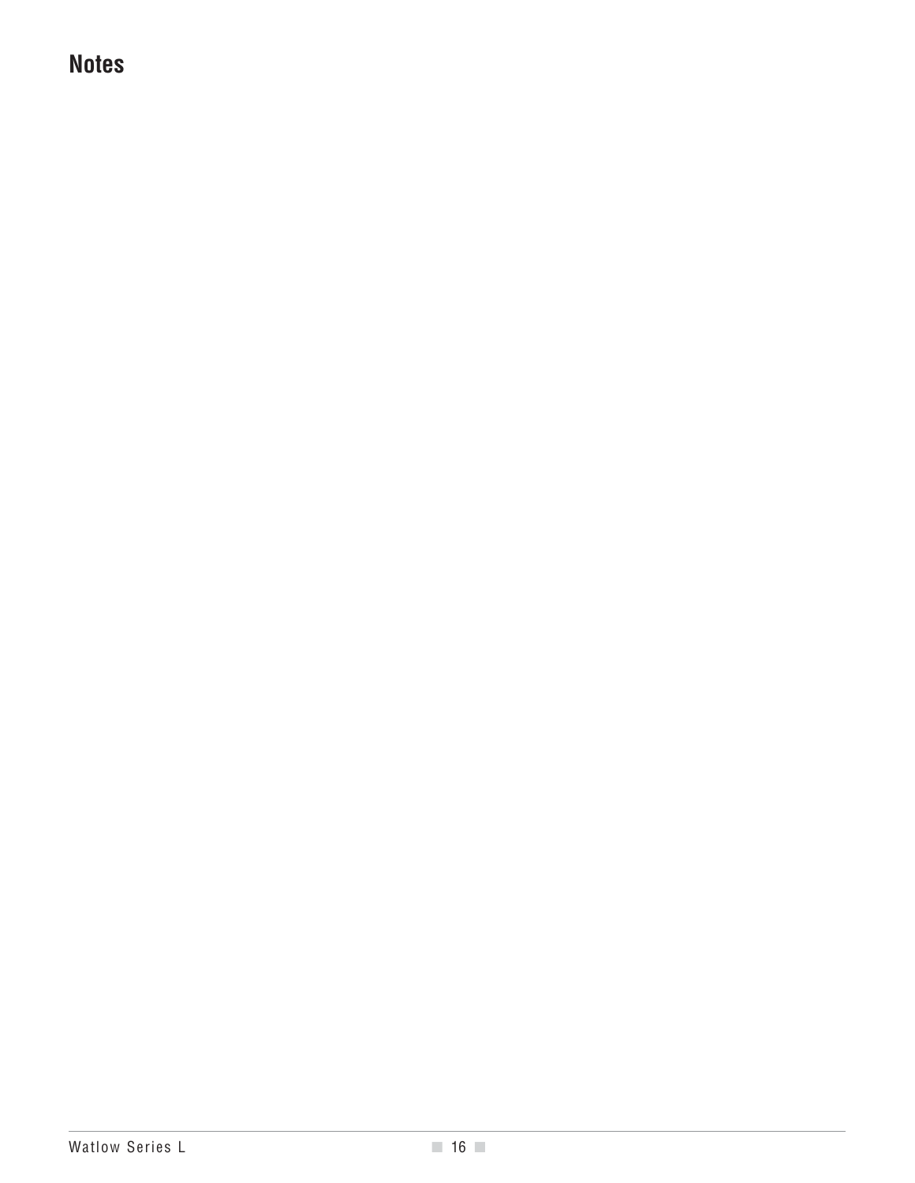# Notes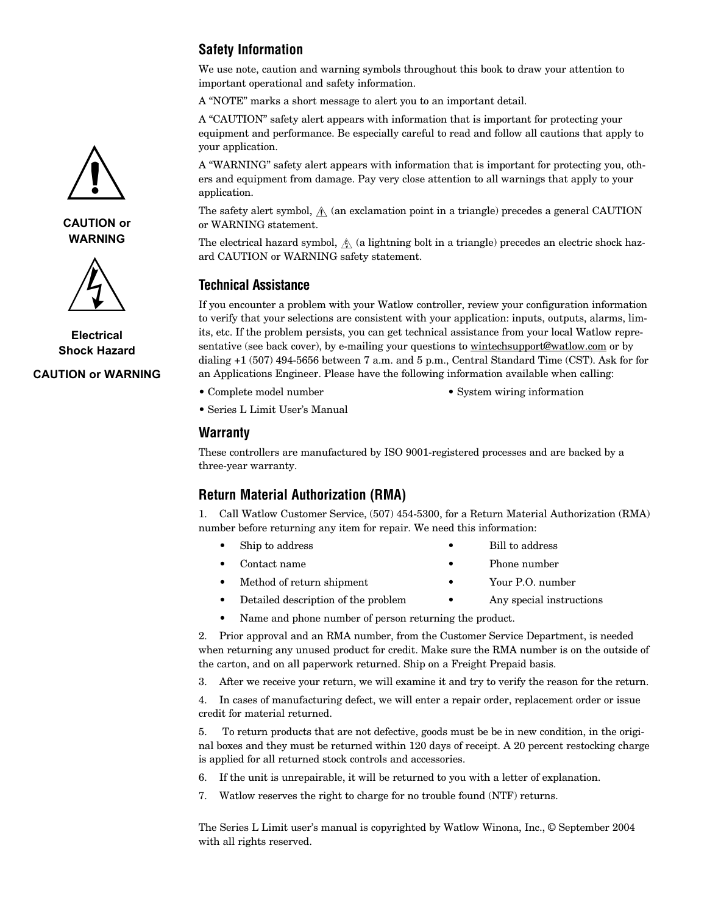CAUTION or WARNING

Electrical Shock Hazard

CAUTION or WARNING

## Safety Information

We use note, caution and warning symbols throughout this book to draw your attention to important operational and safety information.

A "NOTE" marks a short message to alert you to an important detail.

A "CAUTION" safety alert appears with information that is important for protecting your equipment and performance. Be especially careful to read and follow all cautions that apply to your application.

A "WARNING" safety alert appears with information that is important for protecting you, others and equipment from damage. Pay very close attention to all warnings that apply to your application.

The safety alert symbol, ⚠ (an exclamation point in a triangle) precedes a general CAUTION or WARNING statement.

The electrical hazard symbol, ⚠ (a lightning bolt in a triangle) precedes an electric shock hazard CAUTION or WARNING safety statement.

## Technical Assistance

If you encounter a problem with your Watlow controller, review your configuration information to verify that your selections are consistent with your application: inputs, outputs, alarms, limits, etc. If the problem persists, you can get technical assistance from your local Watlow representative (see back cover), by e-mailing your questions to wintechsupport@watlow.com or by dialing +1 (507) 494-5656 between 7 a.m. and 5 p.m., Central Standard Time (CST). Ask for for an Applications Engineer. Please have the following information available when calling:

- Complete model number
- System wiring information
- Series L Limit User's Manual

## Warranty

These controllers are manufactured by ISO 9001-registered processes and are backed by a three-year warranty.

## Return Material Authorization (RMA)

1. Call Watlow Customer Service, (507) 454-5300, for a Return Material Authorization (RMA) number before returning any item for repair. We need this information:
   - Ship to address
   - Bill to address
   - Contact name
   - Phone number
   - Method of return shipment
   - Your P.O. number
   - Detailed description of the problem
   - Any special instructions
   - Name and phone number of person returning the product.
2. Prior approval and an RMA number, from the Customer Service Department, is needed when returning any unused product for credit. Make sure the RMA number is on the outside of the carton, and on all paperwork returned. Ship on a Freight Prepaid basis.
3. After we receive your return, we will examine it and try to verify the reason for the return.
4. In cases of manufacturing defect, we will enter a repair order, replacement order or issue credit for material returned.
5. To return products that are not defective, goods must be be in new condition, in the original boxes and they must be returned within 120 days of receipt. A 20 percent restocking charge is applied for all returned stock controls and accessories.
6. If the unit is unrepairable, it will be returned to you with a letter of explanation.
7. Watlow reserves the right to charge for no trouble found (NTF) returns.

The Series L Limit user's manual is copyrighted by Watlow Winona, Inc., © September 2004 with all rights reserved.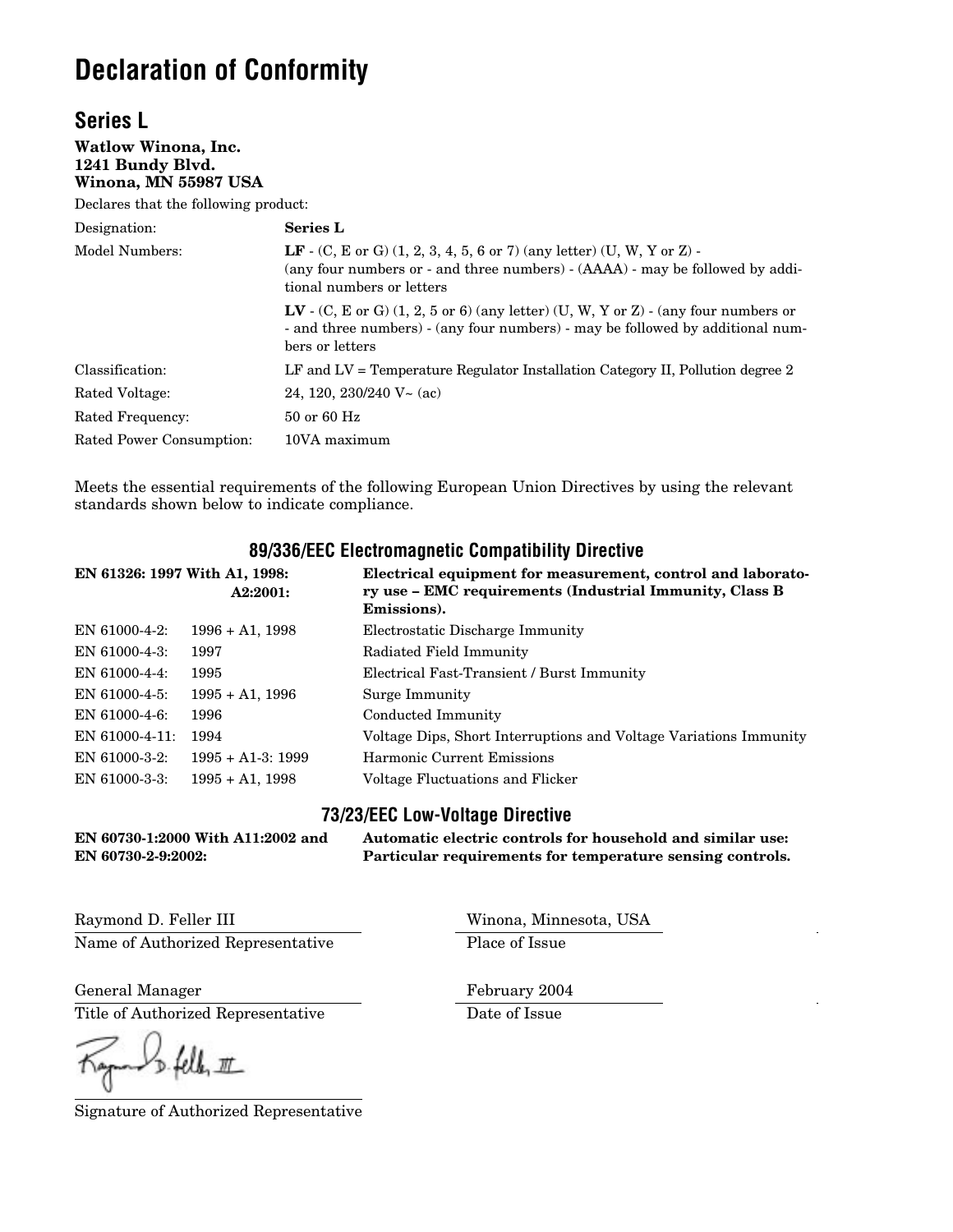# Declaration of Conformity

## Series L

**Watlow Winona, Inc.**
**1241 Bundy Blvd.**
**Winona, MN 55987 USA**

Declares that the following product:

| | |
|---|---|
| Designation: | **Series L** |
| Model Numbers: | **LF** - (C, E or G) (1, 2, 3, 4, 5, 6 or 7) (any letter) (U, W, Y or Z) - (any four numbers or - and three numbers) - (AAAA) - may be followed by additional numbers or letters |
| | **LV** - (C, E or G) (1, 2, 5 or 6) (any letter) (U, W, Y or Z) - (any four numbers or - and three numbers) - (any four numbers) - may be followed by additional numbers or letters |
| Classification: | LF and LV = Temperature Regulator Installation Category II, Pollution degree 2 |
| Rated Voltage: | 24, 120, 230/240 V~ (ac) |
| Rated Frequency: | 50 or 60 Hz |
| Rated Power Consumption: | 10VA maximum |

Meets the essential requirements of the following European Union Directives by using the relevant standards shown below to indicate compliance.

### 89/336/EEC Electromagnetic Compatibility Directive

| | | |
|---|---|---|
| **EN 61326: 1997 With A1, 1998:** | **A2:2001:** | **Electrical equipment for measurement, control and laboratory use – EMC requirements (Industrial Immunity, Class B Emissions).** |
| EN 61000-4-2: | 1996 + A1, 1998 | Electrostatic Discharge Immunity |
| EN 61000-4-3: | 1997 | Radiated Field Immunity |
| EN 61000-4-4: | 1995 | Electrical Fast-Transient / Burst Immunity |
| EN 61000-4-5: | 1995 + A1, 1996 | Surge Immunity |
| EN 61000-4-6: | 1996 | Conducted Immunity |
| EN 61000-4-11: | 1994 | Voltage Dips, Short Interruptions and Voltage Variations Immunity |
| EN 61000-3-2: | 1995 + A1-3: 1999 | Harmonic Current Emissions |
| EN 61000-3-3: | 1995 + A1, 1998 | Voltage Fluctuations and Flicker |

### 73/23/EEC Low-Voltage Directive

| | |
|---|---|
| **EN 60730-1:2000 With A11:2002 and EN 60730-2-9:2002:** | **Automatic electric controls for household and similar use: Particular requirements for temperature sensing controls.** |

Raymond D. Feller III
Name of Authorized Representative

Winona, Minnesota, USA
Place of Issue

General Manager
Title of Authorized Representative

February 2004
Date of Issue

Signature of Authorized Representative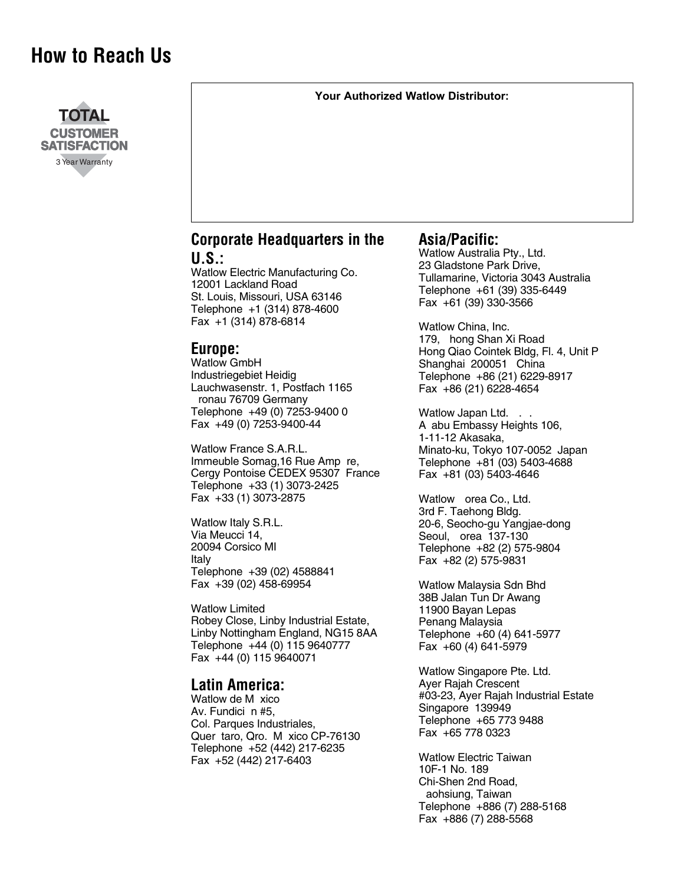# How to Reach Us

TOTAL
CUSTOMER
SATISFACTION
3 Year Warranty

**Your Authorized Watlow Distributor:**

## Corporate Headquarters in the U.S.:

Watlow Electric Manufacturing Co.
12001 Lackland Road
St. Louis, Missouri, USA 63146
Telephone +1 (314) 878-4600
Fax +1 (314) 878-6814

## Europe:

Watlow GmbH
Industriegebiet Heidig
Lauchwasenstr. 1, Postfach 1165
ronau 76709 Germany
Telephone +49 (0) 7253-9400 0
Fax +49 (0) 7253-9400-44

Watlow France S.A.R.L.
Immeuble Somag,16 Rue Amp re,
Cergy Pontoise CEDEX 95307 France
Telephone +33 (1) 3073-2425
Fax +33 (1) 3073-2875

Watlow Italy S.R.L.
Via Meucci 14,
20094 Corsico MI
Italy
Telephone +39 (02) 4588841
Fax +39 (02) 458-69954

Watlow Limited
Robey Close, Linby Industrial Estate,
Linby Nottingham England, NG15 8AA
Telephone +44 (0) 115 9640777
Fax +44 (0) 115 9640071

## Latin America:

Watlow de M xico
Av. Fundici n #5,
Col. Parques Industriales,
Quer taro, Qro. M xico CP-76130
Telephone +52 (442) 217-6235
Fax +52 (442) 217-6403

## Asia/Pacific:

Watlow Australia Pty., Ltd.
23 Gladstone Park Drive,
Tullamarine, Victoria 3043 Australia
Telephone +61 (39) 335-6449
Fax +61 (39) 330-3566

Watlow China, Inc.
179, hong Shan Xi Road
Hong Qiao Cointek Bldg, Fl. 4, Unit P
Shanghai 200051 China
Telephone +86 (21) 6229-8917
Fax +86 (21) 6228-4654

Watlow Japan Ltd. . .
A abu Embassy Heights 106,
1-11-12 Akasaka,
Minato-ku, Tokyo 107-0052 Japan
Telephone +81 (03) 5403-4688
Fax +81 (03) 5403-4646

Watlow orea Co., Ltd.
3rd F. Taehong Bldg.
20-6, Seocho-gu Yangjae-dong
Seoul, orea 137-130
Telephone +82 (2) 575-9804
Fax +82 (2) 575-9831

Watlow Malaysia Sdn Bhd
38B Jalan Tun Dr Awang
11900 Bayan Lepas
Penang Malaysia
Telephone +60 (4) 641-5977
Fax +60 (4) 641-5979

Watlow Singapore Pte. Ltd.
Ayer Rajah Crescent
#03-23, Ayer Rajah Industrial Estate
Singapore 139949
Telephone +65 773 9488
Fax +65 778 0323

Watlow Electric Taiwan
10F-1 No. 189
Chi-Shen 2nd Road,
aohsiung, Taiwan
Telephone +886 (7) 288-5168
Fax +886 (7) 288-5568